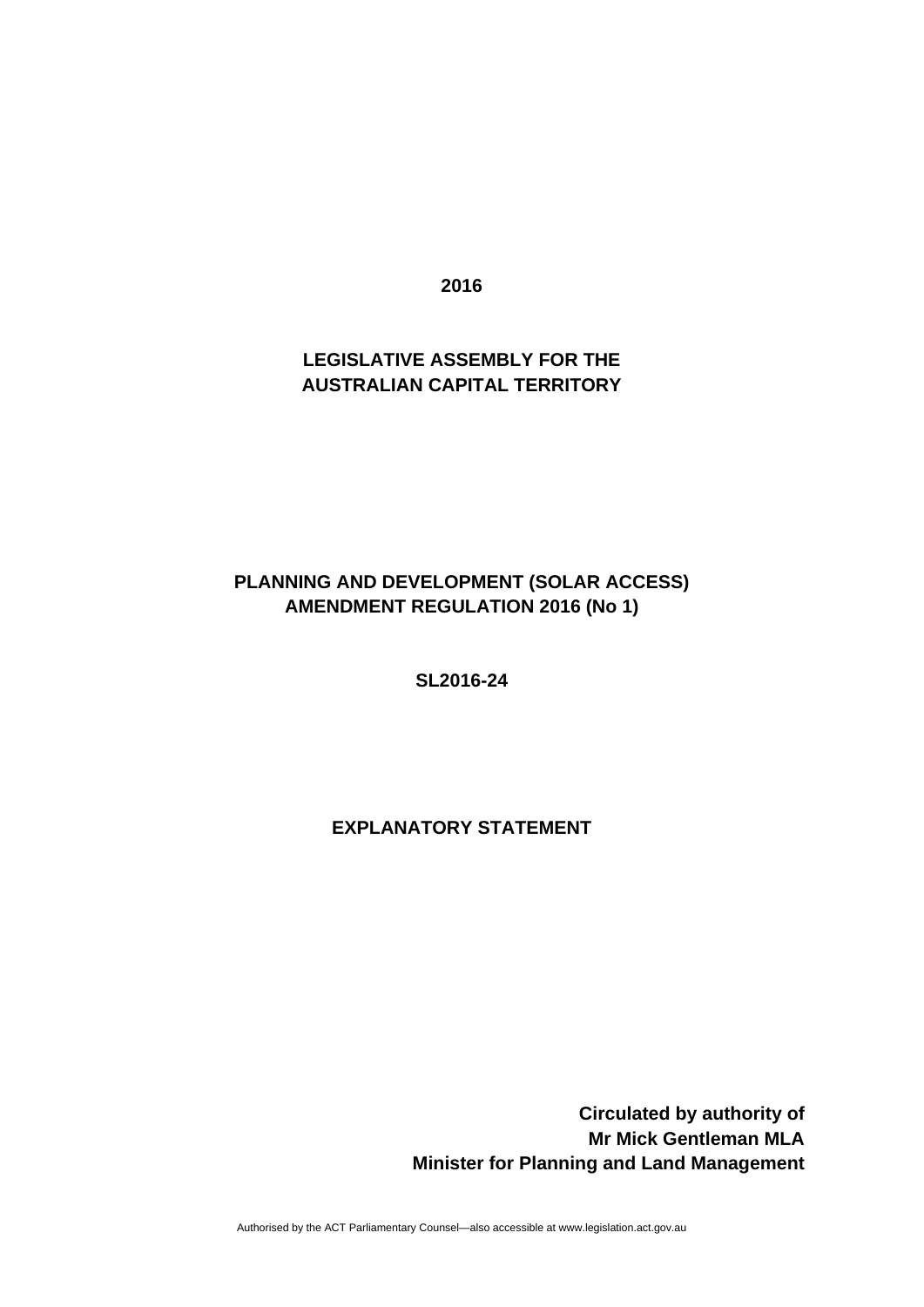**2016**

**LEGISLATIVE ASSEMBLY FOR THE AUSTRALIAN CAPITAL TERRITORY**

# PLANNING AND DEVELOPMENT (SOLAR ACCESS) AMENDMENT REGULATION 2016 (No 1)

**SL2016-24**

## EXPLANATORY STATEMENT

**Circulated by authority of**
**Mr Mick Gentleman MLA**
**Minister for Planning and Land Management**

Authorised by the ACT Parliamentary Counsel—also accessible at www.legislation.act.gov.au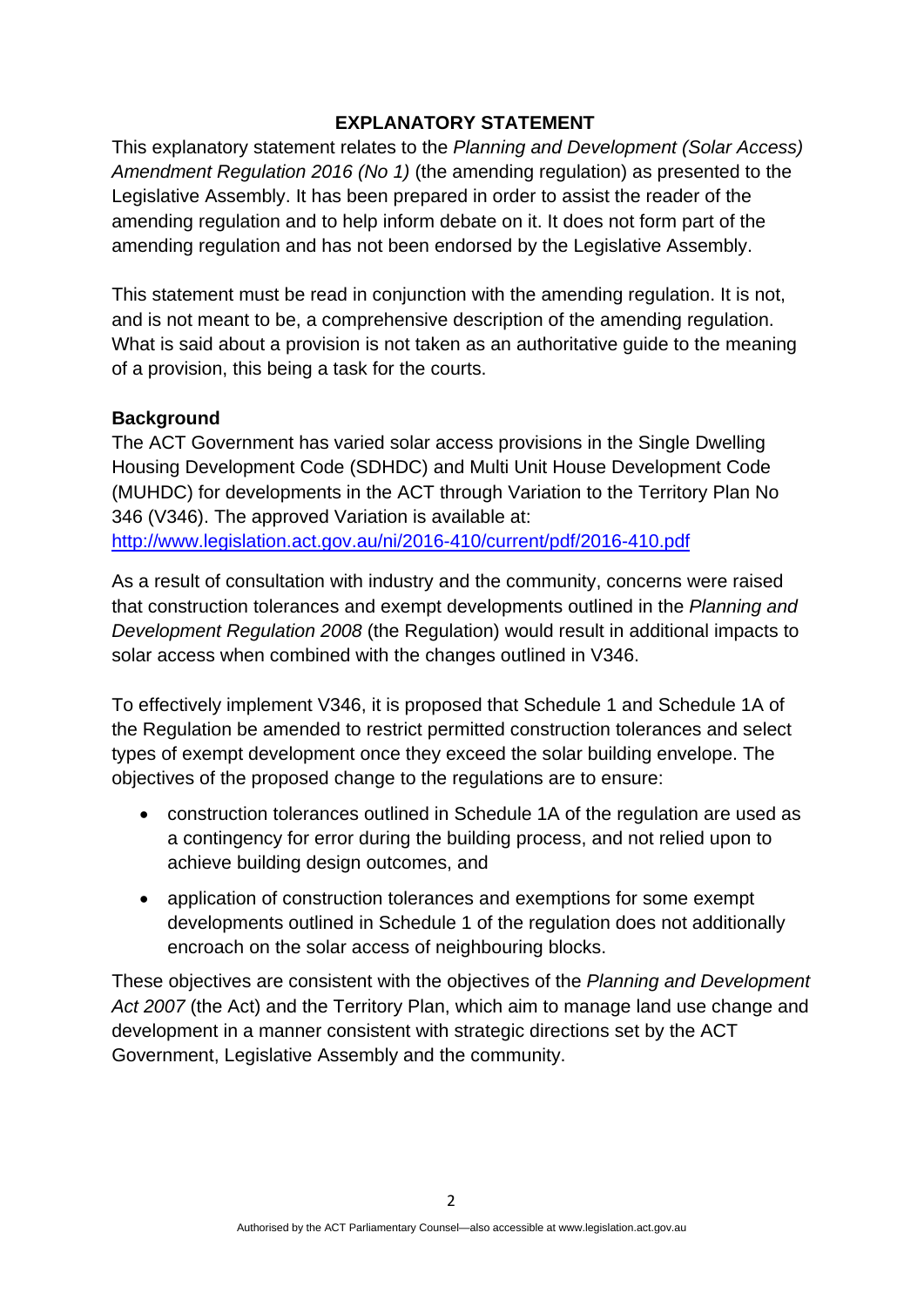# EXPLANATORY STATEMENT

This explanatory statement relates to the *Planning and Development (Solar Access) Amendment Regulation 2016 (No 1)* (the amending regulation) as presented to the Legislative Assembly. It has been prepared in order to assist the reader of the amending regulation and to help inform debate on it. It does not form part of the amending regulation and has not been endorsed by the Legislative Assembly.

This statement must be read in conjunction with the amending regulation. It is not, and is not meant to be, a comprehensive description of the amending regulation. What is said about a provision is not taken as an authoritative guide to the meaning of a provision, this being a task for the courts.

## Background

The ACT Government has varied solar access provisions in the Single Dwelling Housing Development Code (SDHDC) and Multi Unit House Development Code (MUHDC) for developments in the ACT through Variation to the Territory Plan No 346 (V346). The approved Variation is available at: http://www.legislation.act.gov.au/ni/2016-410/current/pdf/2016-410.pdf

As a result of consultation with industry and the community, concerns were raised that construction tolerances and exempt developments outlined in the *Planning and Development Regulation 2008* (the Regulation) would result in additional impacts to solar access when combined with the changes outlined in V346.

To effectively implement V346, it is proposed that Schedule 1 and Schedule 1A of the Regulation be amended to restrict permitted construction tolerances and select types of exempt development once they exceed the solar building envelope. The objectives of the proposed change to the regulations are to ensure:

- construction tolerances outlined in Schedule 1A of the regulation are used as a contingency for error during the building process, and not relied upon to achieve building design outcomes, and
- application of construction tolerances and exemptions for some exempt developments outlined in Schedule 1 of the regulation does not additionally encroach on the solar access of neighbouring blocks.

These objectives are consistent with the objectives of the *Planning and Development Act 2007* (the Act) and the Territory Plan, which aim to manage land use change and development in a manner consistent with strategic directions set by the ACT Government, Legislative Assembly and the community.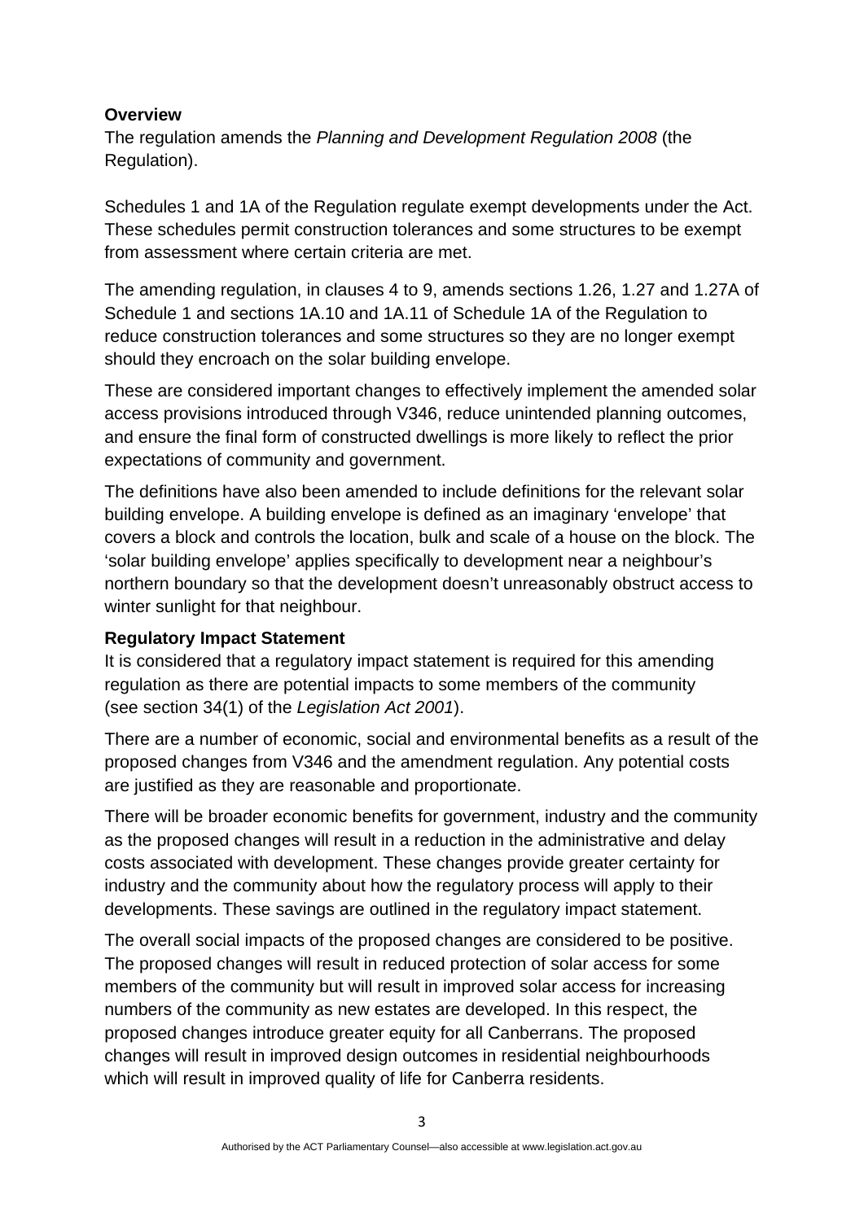**Overview**

The regulation amends the *Planning and Development Regulation 2008* (the Regulation).

Schedules 1 and 1A of the Regulation regulate exempt developments under the Act. These schedules permit construction tolerances and some structures to be exempt from assessment where certain criteria are met.

The amending regulation, in clauses 4 to 9, amends sections 1.26, 1.27 and 1.27A of Schedule 1 and sections 1A.10 and 1A.11 of Schedule 1A of the Regulation to reduce construction tolerances and some structures so they are no longer exempt should they encroach on the solar building envelope.

These are considered important changes to effectively implement the amended solar access provisions introduced through V346, reduce unintended planning outcomes, and ensure the final form of constructed dwellings is more likely to reflect the prior expectations of community and government.

The definitions have also been amended to include definitions for the relevant solar building envelope. A building envelope is defined as an imaginary 'envelope' that covers a block and controls the location, bulk and scale of a house on the block. The 'solar building envelope' applies specifically to development near a neighbour's northern boundary so that the development doesn't unreasonably obstruct access to winter sunlight for that neighbour.

**Regulatory Impact Statement**

It is considered that a regulatory impact statement is required for this amending regulation as there are potential impacts to some members of the community (see section 34(1) of the *Legislation Act 2001*).

There are a number of economic, social and environmental benefits as a result of the proposed changes from V346 and the amendment regulation. Any potential costs are justified as they are reasonable and proportionate.

There will be broader economic benefits for government, industry and the community as the proposed changes will result in a reduction in the administrative and delay costs associated with development. These changes provide greater certainty for industry and the community about how the regulatory process will apply to their developments. These savings are outlined in the regulatory impact statement.

The overall social impacts of the proposed changes are considered to be positive. The proposed changes will result in reduced protection of solar access for some members of the community but will result in improved solar access for increasing numbers of the community as new estates are developed. In this respect, the proposed changes introduce greater equity for all Canberrans. The proposed changes will result in improved design outcomes in residential neighbourhoods which will result in improved quality of life for Canberra residents.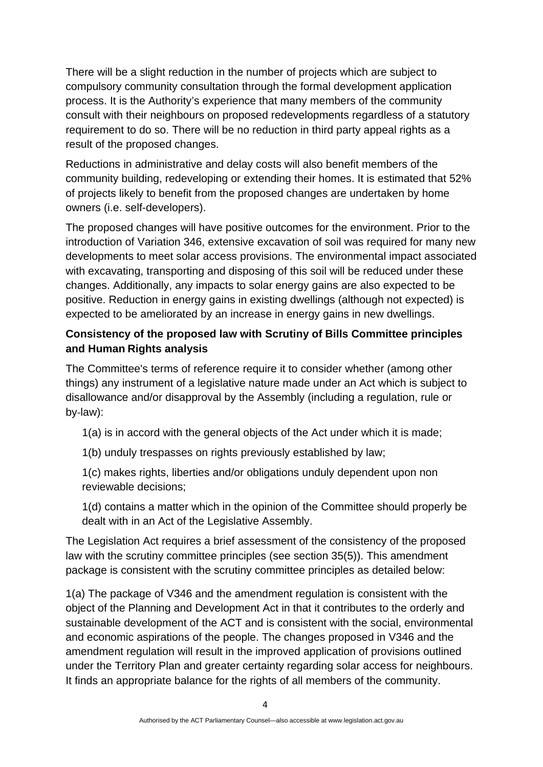There will be a slight reduction in the number of projects which are subject to compulsory community consultation through the formal development application process. It is the Authority's experience that many members of the community consult with their neighbours on proposed redevelopments regardless of a statutory requirement to do so. There will be no reduction in third party appeal rights as a result of the proposed changes.

Reductions in administrative and delay costs will also benefit members of the community building, redeveloping or extending their homes. It is estimated that 52% of projects likely to benefit from the proposed changes are undertaken by home owners (i.e. self-developers).

The proposed changes will have positive outcomes for the environment. Prior to the introduction of Variation 346, extensive excavation of soil was required for many new developments to meet solar access provisions. The environmental impact associated with excavating, transporting and disposing of this soil will be reduced under these changes. Additionally, any impacts to solar energy gains are also expected to be positive. Reduction in energy gains in existing dwellings (although not expected) is expected to be ameliorated by an increase in energy gains in new dwellings.

**Consistency of the proposed law with Scrutiny of Bills Committee principles and Human Rights analysis**

The Committee's terms of reference require it to consider whether (among other things) any instrument of a legislative nature made under an Act which is subject to disallowance and/or disapproval by the Assembly (including a regulation, rule or by-law):

1(a) is in accord with the general objects of the Act under which it is made;

1(b) unduly trespasses on rights previously established by law;

1(c) makes rights, liberties and/or obligations unduly dependent upon non reviewable decisions;

1(d) contains a matter which in the opinion of the Committee should properly be dealt with in an Act of the Legislative Assembly.

The Legislation Act requires a brief assessment of the consistency of the proposed law with the scrutiny committee principles (see section 35(5)). This amendment package is consistent with the scrutiny committee principles as detailed below:

1(a) The package of V346 and the amendment regulation is consistent with the object of the Planning and Development Act in that it contributes to the orderly and sustainable development of the ACT and is consistent with the social, environmental and economic aspirations of the people. The changes proposed in V346 and the amendment regulation will result in the improved application of provisions outlined under the Territory Plan and greater certainty regarding solar access for neighbours. It finds an appropriate balance for the rights of all members of the community.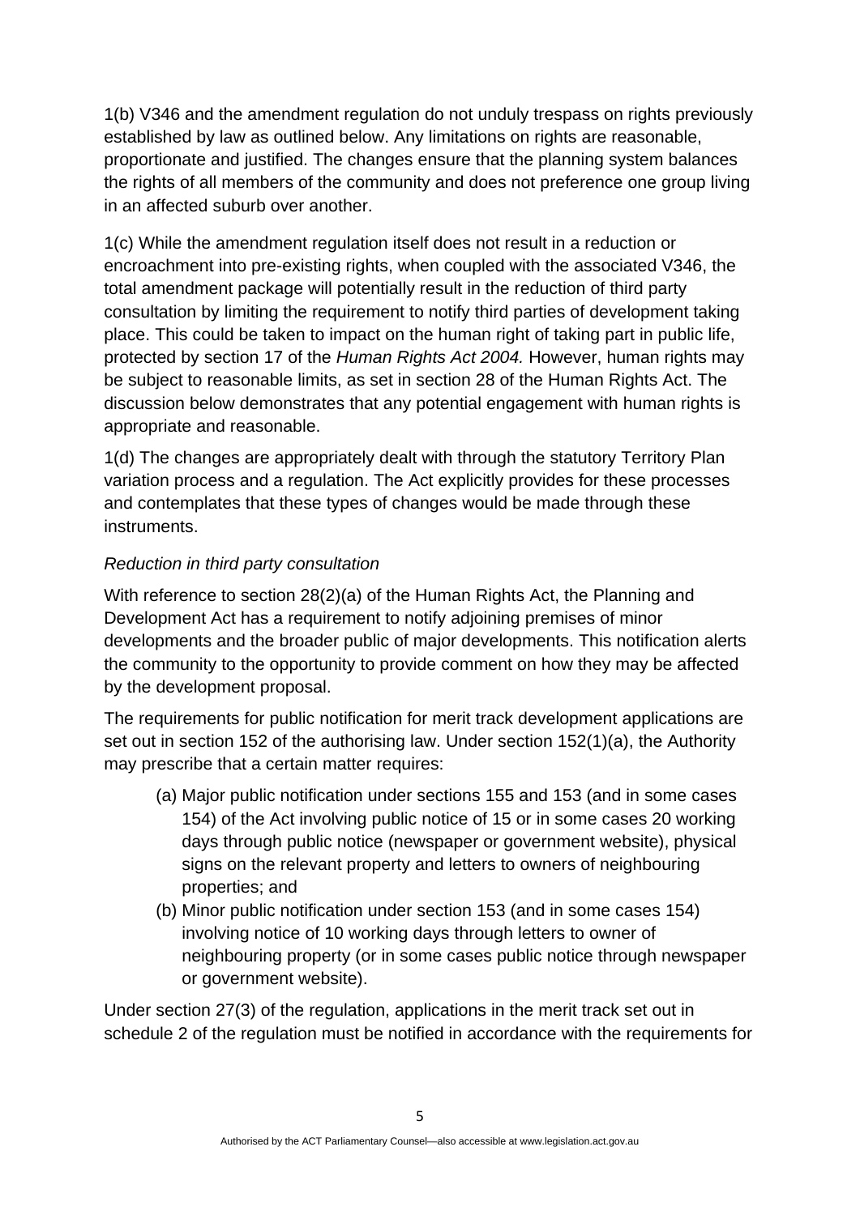1(b) V346 and the amendment regulation do not unduly trespass on rights previously established by law as outlined below. Any limitations on rights are reasonable, proportionate and justified. The changes ensure that the planning system balances the rights of all members of the community and does not preference one group living in an affected suburb over another.

1(c) While the amendment regulation itself does not result in a reduction or encroachment into pre-existing rights, when coupled with the associated V346, the total amendment package will potentially result in the reduction of third party consultation by limiting the requirement to notify third parties of development taking place. This could be taken to impact on the human right of taking part in public life, protected by section 17 of the *Human Rights Act 2004.* However, human rights may be subject to reasonable limits, as set in section 28 of the Human Rights Act. The discussion below demonstrates that any potential engagement with human rights is appropriate and reasonable.

1(d) The changes are appropriately dealt with through the statutory Territory Plan variation process and a regulation. The Act explicitly provides for these processes and contemplates that these types of changes would be made through these instruments.

*Reduction in third party consultation*

With reference to section 28(2)(a) of the Human Rights Act, the Planning and Development Act has a requirement to notify adjoining premises of minor developments and the broader public of major developments. This notification alerts the community to the opportunity to provide comment on how they may be affected by the development proposal.

The requirements for public notification for merit track development applications are set out in section 152 of the authorising law. Under section 152(1)(a), the Authority may prescribe that a certain matter requires:

(a) Major public notification under sections 155 and 153 (and in some cases 154) of the Act involving public notice of 15 or in some cases 20 working days through public notice (newspaper or government website), physical signs on the relevant property and letters to owners of neighbouring properties; and

(b) Minor public notification under section 153 (and in some cases 154) involving notice of 10 working days through letters to owner of neighbouring property (or in some cases public notice through newspaper or government website).

Under section 27(3) of the regulation, applications in the merit track set out in schedule 2 of the regulation must be notified in accordance with the requirements for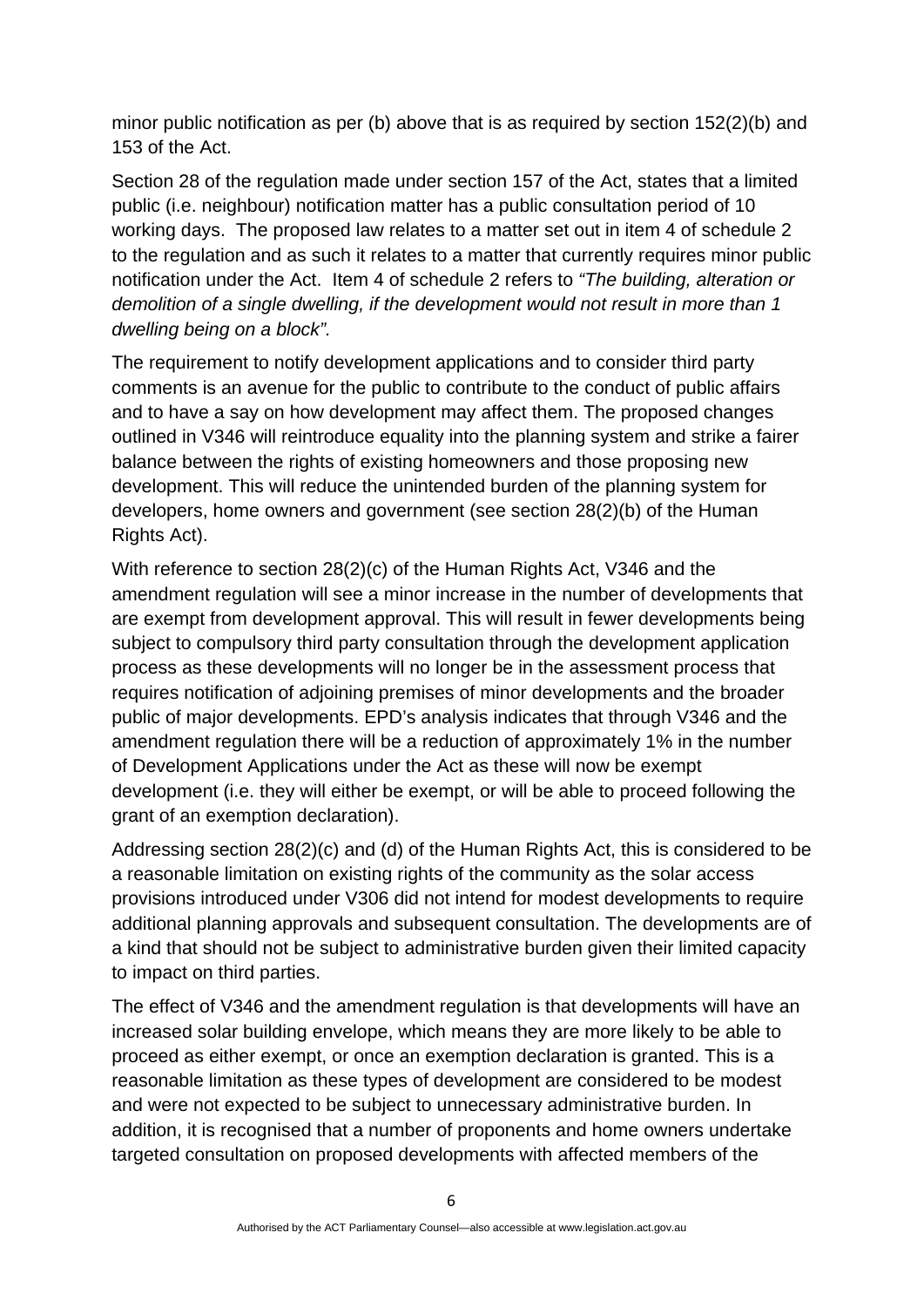minor public notification as per (b) above that is as required by section 152(2)(b) and 153 of the Act.

Section 28 of the regulation made under section 157 of the Act, states that a limited public (i.e. neighbour) notification matter has a public consultation period of 10 working days. The proposed law relates to a matter set out in item 4 of schedule 2 to the regulation and as such it relates to a matter that currently requires minor public notification under the Act. Item 4 of schedule 2 refers to *"The building, alteration or demolition of a single dwelling, if the development would not result in more than 1 dwelling being on a block".*

The requirement to notify development applications and to consider third party comments is an avenue for the public to contribute to the conduct of public affairs and to have a say on how development may affect them. The proposed changes outlined in V346 will reintroduce equality into the planning system and strike a fairer balance between the rights of existing homeowners and those proposing new development. This will reduce the unintended burden of the planning system for developers, home owners and government (see section 28(2)(b) of the Human Rights Act).

With reference to section 28(2)(c) of the Human Rights Act, V346 and the amendment regulation will see a minor increase in the number of developments that are exempt from development approval. This will result in fewer developments being subject to compulsory third party consultation through the development application process as these developments will no longer be in the assessment process that requires notification of adjoining premises of minor developments and the broader public of major developments. EPD's analysis indicates that through V346 and the amendment regulation there will be a reduction of approximately 1% in the number of Development Applications under the Act as these will now be exempt development (i.e. they will either be exempt, or will be able to proceed following the grant of an exemption declaration).

Addressing section 28(2)(c) and (d) of the Human Rights Act, this is considered to be a reasonable limitation on existing rights of the community as the solar access provisions introduced under V306 did not intend for modest developments to require additional planning approvals and subsequent consultation. The developments are of a kind that should not be subject to administrative burden given their limited capacity to impact on third parties.

The effect of V346 and the amendment regulation is that developments will have an increased solar building envelope, which means they are more likely to be able to proceed as either exempt, or once an exemption declaration is granted. This is a reasonable limitation as these types of development are considered to be modest and were not expected to be subject to unnecessary administrative burden. In addition, it is recognised that a number of proponents and home owners undertake targeted consultation on proposed developments with affected members of the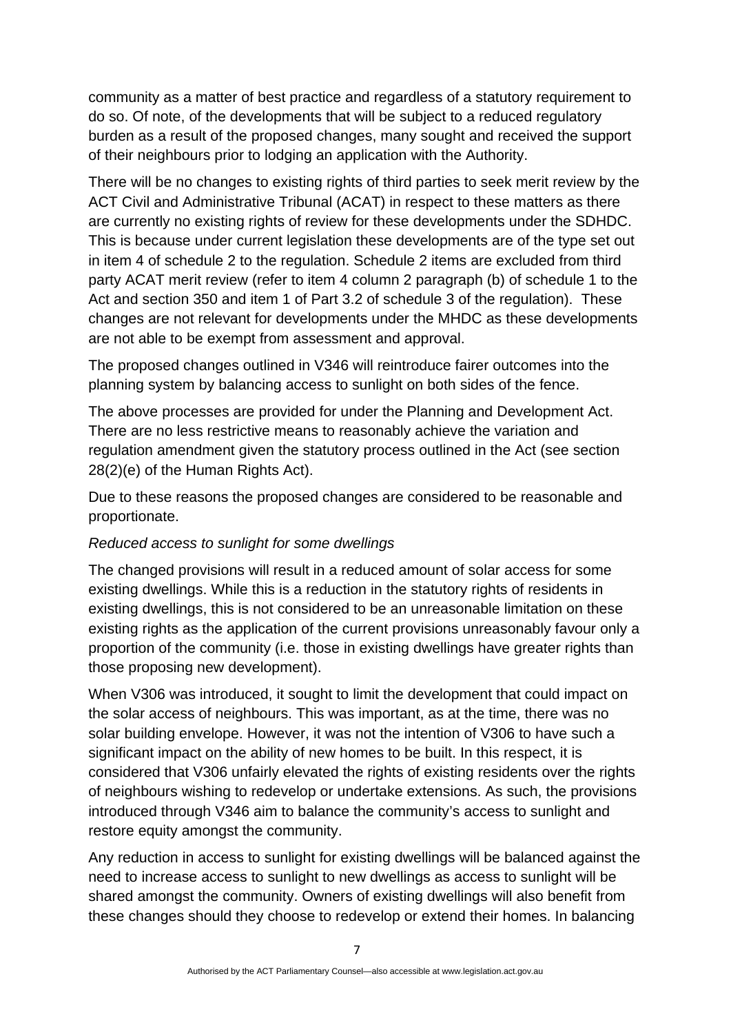community as a matter of best practice and regardless of a statutory requirement to do so. Of note, of the developments that will be subject to a reduced regulatory burden as a result of the proposed changes, many sought and received the support of their neighbours prior to lodging an application with the Authority.

There will be no changes to existing rights of third parties to seek merit review by the ACT Civil and Administrative Tribunal (ACAT) in respect to these matters as there are currently no existing rights of review for these developments under the SDHDC. This is because under current legislation these developments are of the type set out in item 4 of schedule 2 to the regulation. Schedule 2 items are excluded from third party ACAT merit review (refer to item 4 column 2 paragraph (b) of schedule 1 to the Act and section 350 and item 1 of Part 3.2 of schedule 3 of the regulation). These changes are not relevant for developments under the MHDC as these developments are not able to be exempt from assessment and approval.

The proposed changes outlined in V346 will reintroduce fairer outcomes into the planning system by balancing access to sunlight on both sides of the fence.

The above processes are provided for under the Planning and Development Act. There are no less restrictive means to reasonably achieve the variation and regulation amendment given the statutory process outlined in the Act (see section 28(2)(e) of the Human Rights Act).

Due to these reasons the proposed changes are considered to be reasonable and proportionate.

*Reduced access to sunlight for some dwellings*

The changed provisions will result in a reduced amount of solar access for some existing dwellings. While this is a reduction in the statutory rights of residents in existing dwellings, this is not considered to be an unreasonable limitation on these existing rights as the application of the current provisions unreasonably favour only a proportion of the community (i.e. those in existing dwellings have greater rights than those proposing new development).

When V306 was introduced, it sought to limit the development that could impact on the solar access of neighbours. This was important, as at the time, there was no solar building envelope. However, it was not the intention of V306 to have such a significant impact on the ability of new homes to be built. In this respect, it is considered that V306 unfairly elevated the rights of existing residents over the rights of neighbours wishing to redevelop or undertake extensions. As such, the provisions introduced through V346 aim to balance the community's access to sunlight and restore equity amongst the community.

Any reduction in access to sunlight for existing dwellings will be balanced against the need to increase access to sunlight to new dwellings as access to sunlight will be shared amongst the community. Owners of existing dwellings will also benefit from these changes should they choose to redevelop or extend their homes. In balancing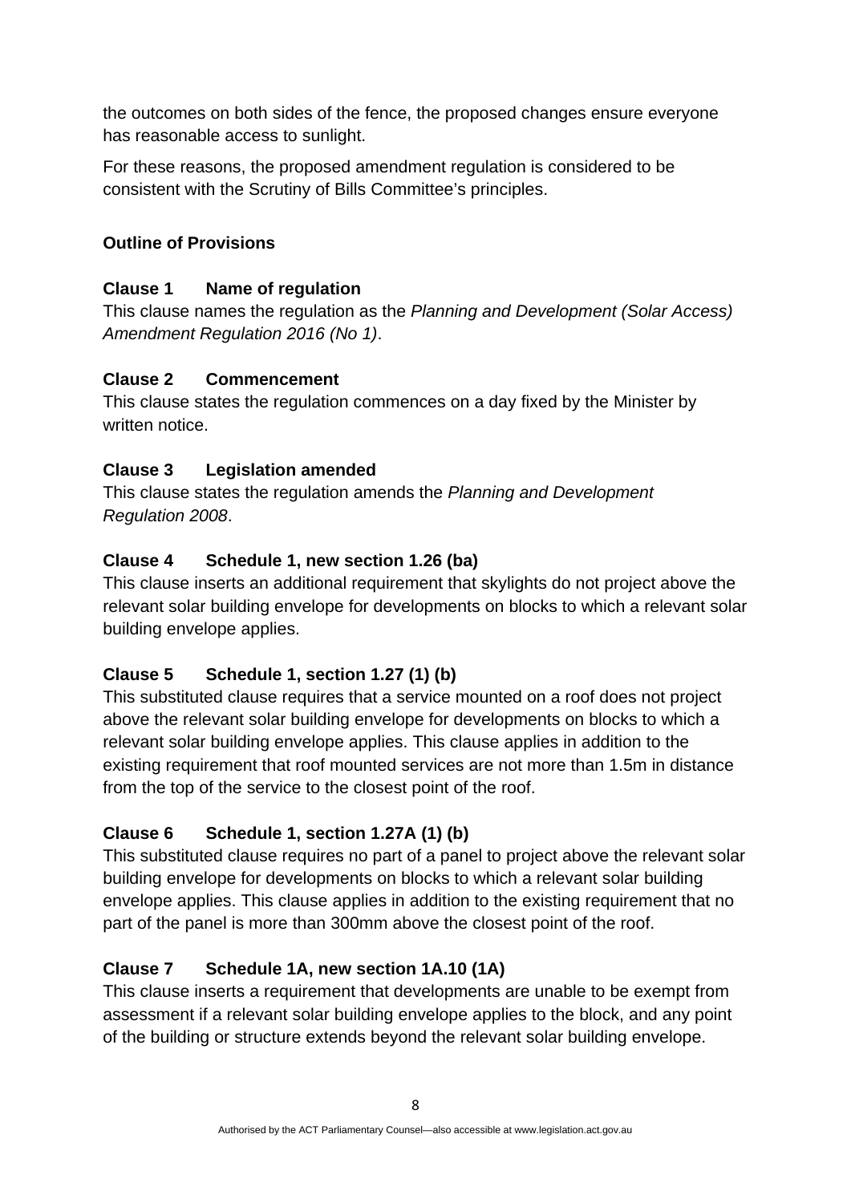the outcomes on both sides of the fence, the proposed changes ensure everyone has reasonable access to sunlight.

For these reasons, the proposed amendment regulation is considered to be consistent with the Scrutiny of Bills Committee's principles.

**Outline of Provisions**

**Clause 1 Name of regulation**
This clause names the regulation as the *Planning and Development (Solar Access) Amendment Regulation 2016 (No 1)*.

**Clause 2 Commencement**
This clause states the regulation commences on a day fixed by the Minister by written notice.

**Clause 3 Legislation amended**
This clause states the regulation amends the *Planning and Development Regulation 2008*.

**Clause 4 Schedule 1, new section 1.26 (ba)**
This clause inserts an additional requirement that skylights do not project above the relevant solar building envelope for developments on blocks to which a relevant solar building envelope applies.

**Clause 5 Schedule 1, section 1.27 (1) (b)**
This substituted clause requires that a service mounted on a roof does not project above the relevant solar building envelope for developments on blocks to which a relevant solar building envelope applies. This clause applies in addition to the existing requirement that roof mounted services are not more than 1.5m in distance from the top of the service to the closest point of the roof.

**Clause 6 Schedule 1, section 1.27A (1) (b)**
This substituted clause requires no part of a panel to project above the relevant solar building envelope for developments on blocks to which a relevant solar building envelope applies. This clause applies in addition to the existing requirement that no part of the panel is more than 300mm above the closest point of the roof.

**Clause 7 Schedule 1A, new section 1A.10 (1A)**
This clause inserts a requirement that developments are unable to be exempt from assessment if a relevant solar building envelope applies to the block, and any point of the building or structure extends beyond the relevant solar building envelope.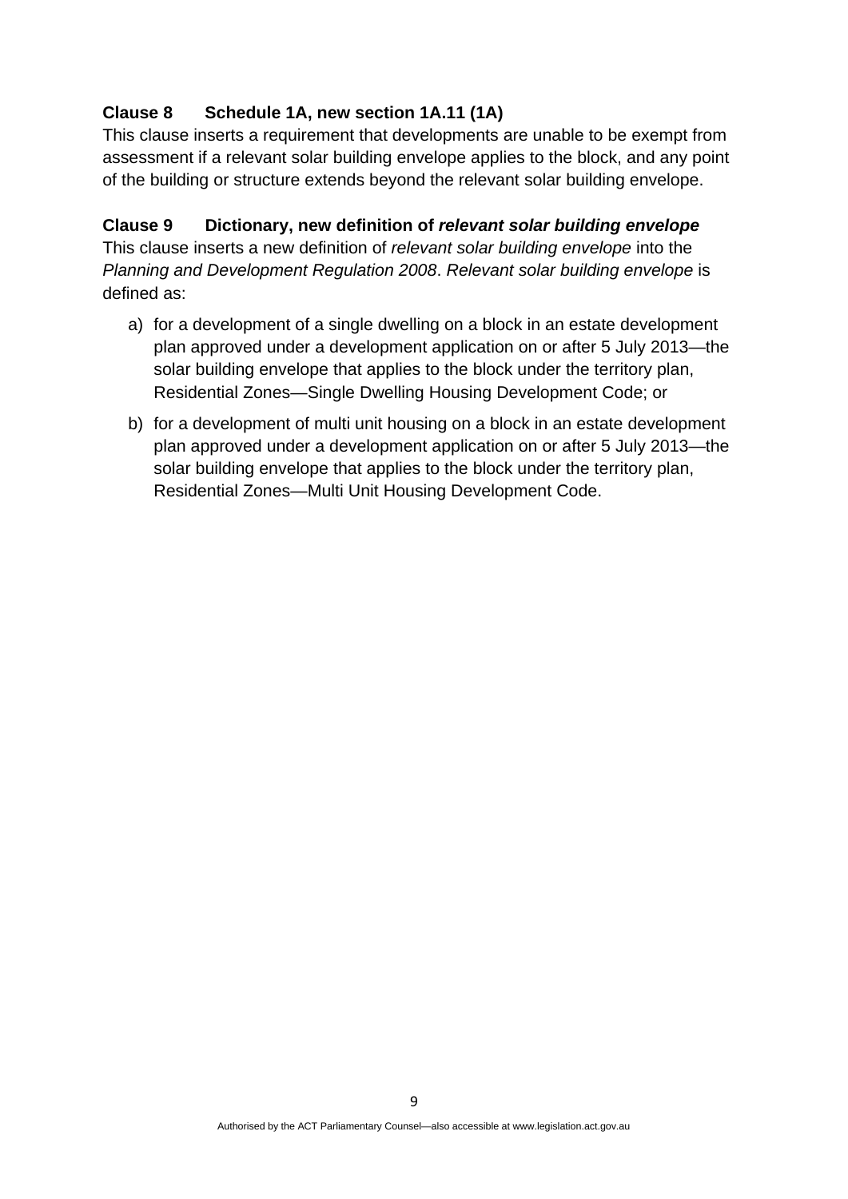**Clause 8 Schedule 1A, new section 1A.11 (1A)**

This clause inserts a requirement that developments are unable to be exempt from assessment if a relevant solar building envelope applies to the block, and any point of the building or structure extends beyond the relevant solar building envelope.

**Clause 9 Dictionary, new definition of *relevant solar building envelope***

This clause inserts a new definition of *relevant solar building envelope* into the *Planning and Development Regulation 2008*. *Relevant solar building envelope* is defined as:

a) for a development of a single dwelling on a block in an estate development plan approved under a development application on or after 5 July 2013—the solar building envelope that applies to the block under the territory plan, Residential Zones—Single Dwelling Housing Development Code; or

b) for a development of multi unit housing on a block in an estate development plan approved under a development application on or after 5 July 2013—the solar building envelope that applies to the block under the territory plan, Residential Zones—Multi Unit Housing Development Code.